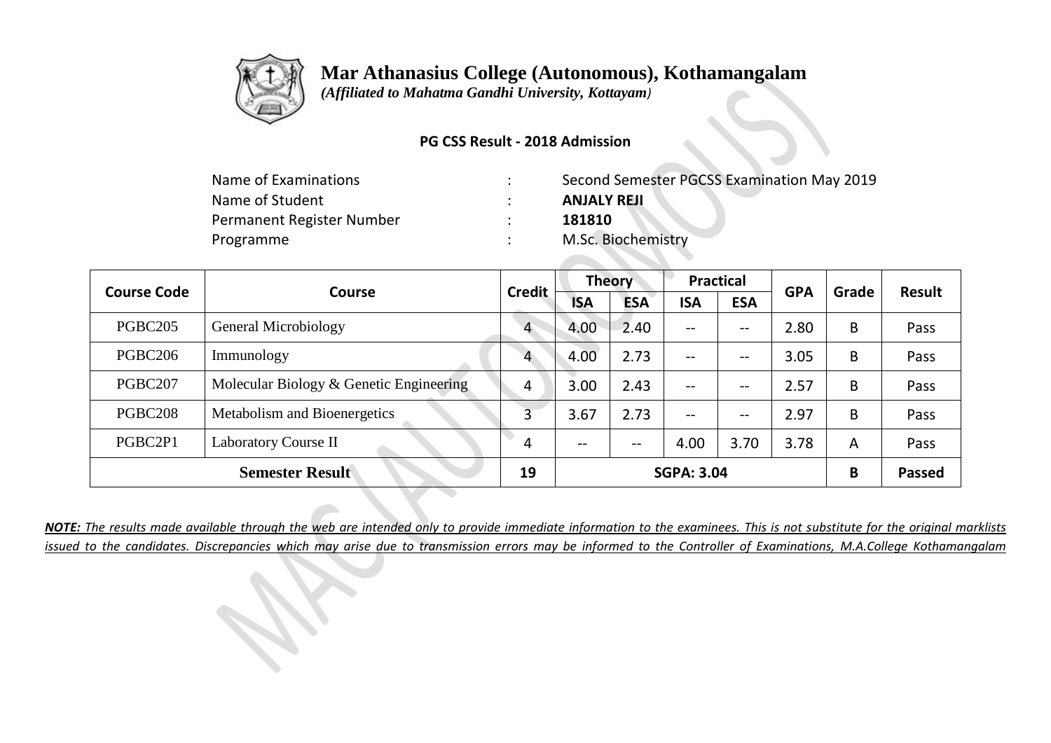# Mar Athanasius College (Autonomous), Kothamangalam

*(Affiliated to Mahatma Gandhi University, Kottayam)*

**PG CSS Result - 2018 Admission**

| | | |
|---|---|---|
| Name of Examinations | : | Second Semester PGCSS Examination May 2019 |
| Name of Student | : | **ANJALY REJI** |
| Permanent Register Number | : | **181810** |
| Programme | : | M.Sc. Biochemistry |

| Course Code | Course | Credit | Theory | | Practical | | GPA | Grade | Result |
|---|---|---|---|---|---|---|---|---|---|
| | | | ISA | ESA | ISA | ESA | | | |
| PGBC205 | General Microbiology | 4 | 4.00 | 2.40 | -- | -- | 2.80 | B | Pass |
| PGBC206 | Immunology | 4 | 4.00 | 2.73 | -- | -- | 3.05 | B | Pass |
| PGBC207 | Molecular Biology & Genetic Engineering | 4 | 3.00 | 2.43 | -- | -- | 2.57 | B | Pass |
| PGBC208 | Metabolism and Bioenergetics | 3 | 3.67 | 2.73 | -- | -- | 2.97 | B | Pass |
| PGBC2P1 | Laboratory Course II | 4 | -- | -- | 4.00 | 3.70 | 3.78 | A | Pass |
| **Semester Result** | | **19** | **SGPA: 3.04** | | | | | **B** | **Passed** |

***NOTE:*** *The results made available through the web are intended only to provide immediate information to the examinees. This is not substitute for the original marklists issued to the candidates. Discrepancies which may arise due to transmission errors may be informed to the Controller of Examinations, M.A.College Kothamangalam*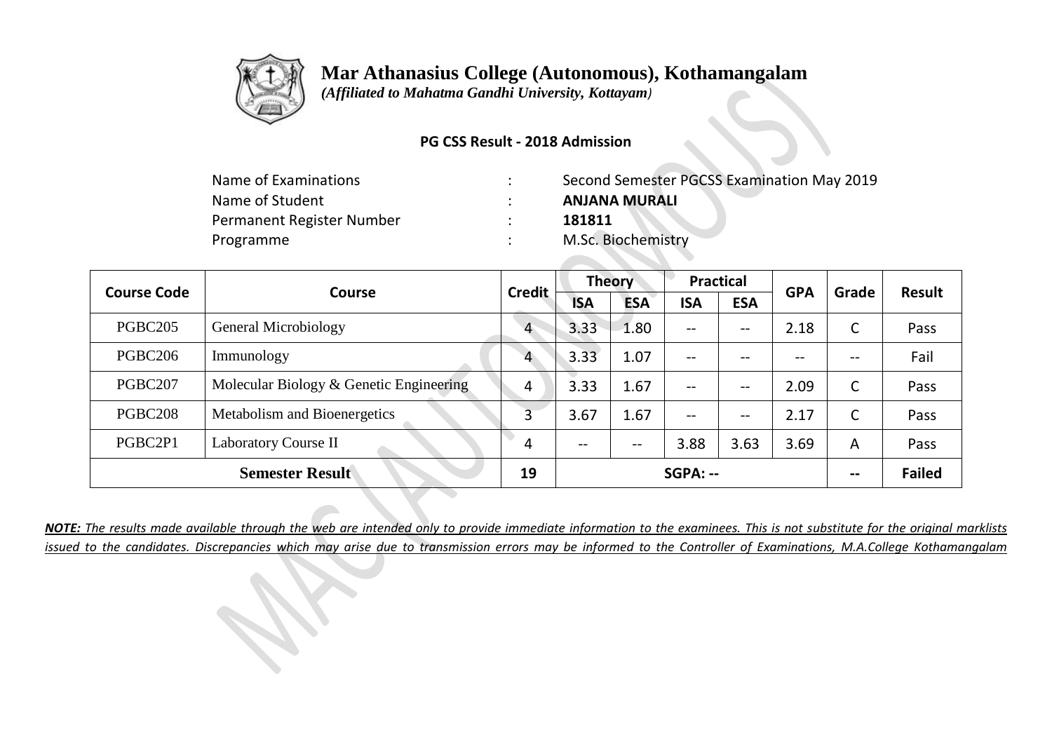# Mar Athanasius College (Autonomous), Kothamangalam

*(Affiliated to Mahatma Gandhi University, Kottayam)*

**PG CSS Result - 2018 Admission**

| | | |
|---|---|---|
| Name of Examinations | : | Second Semester PGCSS Examination May 2019 |
| Name of Student | : | **ANJANA MURALI** |
| Permanent Register Number | : | **181811** |
| Programme | : | M.Sc. Biochemistry |

| Course Code | Course | Credit | Theory | | Practical | | GPA | Grade | Result |
|---|---|---|---|---|---|---|---|---|---|
| | | | ISA | ESA | ISA | ESA | | | |
| PGBC205 | General Microbiology | 4 | 3.33 | 1.80 | -- | -- | 2.18 | C | Pass |
| PGBC206 | Immunology | 4 | 3.33 | 1.07 | -- | -- | -- | -- | Fail |
| PGBC207 | Molecular Biology & Genetic Engineering | 4 | 3.33 | 1.67 | -- | -- | 2.09 | C | Pass |
| PGBC208 | Metabolism and Bioenergetics | 3 | 3.67 | 1.67 | -- | -- | 2.17 | C | Pass |
| PGBC2P1 | Laboratory Course II | 4 | -- | -- | 3.88 | 3.63 | 3.69 | A | Pass |
| **Semester Result** | | **19** | **SGPA: --** | | | | | **--** | **Failed** |

***NOTE:*** *The results made available through the web are intended only to provide immediate information to the examinees. This is not substitute for the original marklists issued to the candidates. Discrepancies which may arise due to transmission errors may be informed to the Controller of Examinations, M.A.College Kothamangalam*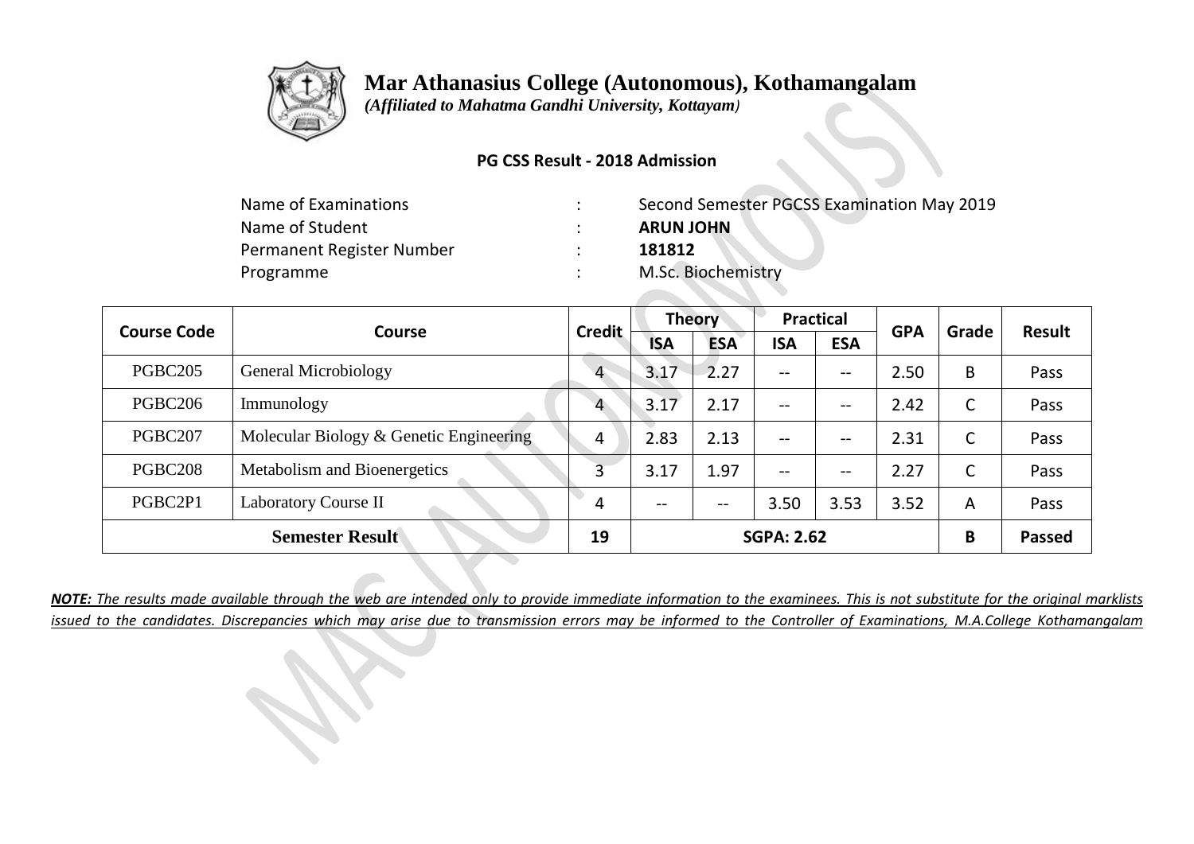# Mar Athanasius College (Autonomous), Kothamangalam

*(Affiliated to Mahatma Gandhi University, Kottayam)*

**PG CSS Result - 2018 Admission**

| | | |
|---|---|---|
| Name of Examinations | : | Second Semester PGCSS Examination May 2019 |
| Name of Student | : | **ARUN JOHN** |
| Permanent Register Number | : | **181812** |
| Programme | : | M.Sc. Biochemistry |

| Course Code | Course | Credit | Theory | | Practical | | GPA | Grade | Result |
|---|---|---|---|---|---|---|---|---|---|
| | | | ISA | ESA | ISA | ESA | | | |
| PGBC205 | General Microbiology | 4 | 3.17 | 2.27 | -- | -- | 2.50 | B | Pass |
| PGBC206 | Immunology | 4 | 3.17 | 2.17 | -- | -- | 2.42 | C | Pass |
| PGBC207 | Molecular Biology & Genetic Engineering | 4 | 2.83 | 2.13 | -- | -- | 2.31 | C | Pass |
| PGBC208 | Metabolism and Bioenergetics | 3 | 3.17 | 1.97 | -- | -- | 2.27 | C | Pass |
| PGBC2P1 | Laboratory Course II | 4 | -- | -- | 3.50 | 3.53 | 3.52 | A | Pass |
| **Semester Result** | | **19** | **SGPA: 2.62** | | | | | **B** | **Passed** |

***NOTE:*** *The results made available through the web are intended only to provide immediate information to the examinees. This is not substitute for the original marklists issued to the candidates. Discrepancies which may arise due to transmission errors may be informed to the Controller of Examinations, M.A.College Kothamangalam*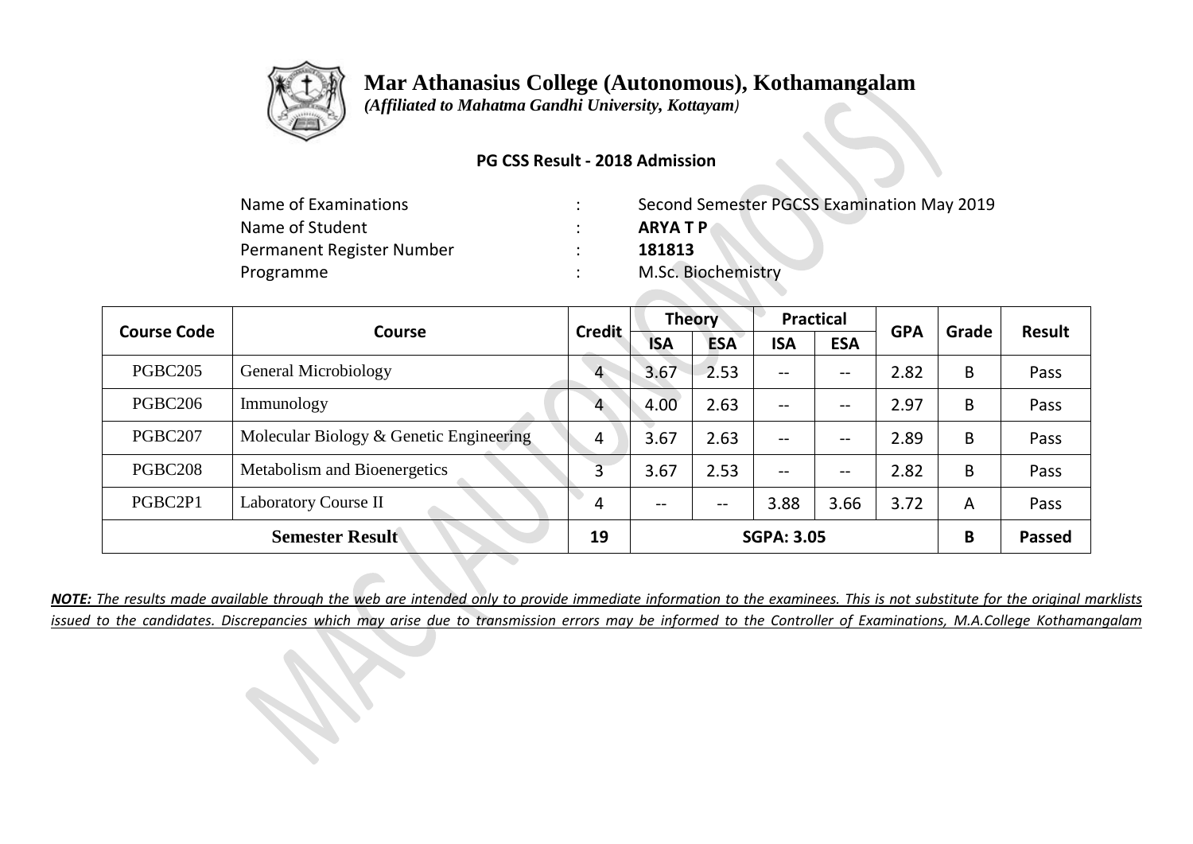# Mar Athanasius College (Autonomous), Kothamangalam

*(Affiliated to Mahatma Gandhi University, Kottayam)*

**PG CSS Result - 2018 Admission**

| | | |
|---|---|---|
| Name of Examinations | : | Second Semester PGCSS Examination May 2019 |
| Name of Student | : | **ARYA T P** |
| Permanent Register Number | : | **181813** |
| Programme | : | M.Sc. Biochemistry |

| Course Code | Course | Credit | Theory | | Practical | | GPA | Grade | Result |
|---|---|---|---|---|---|---|---|---|---|
| | | | ISA | ESA | ISA | ESA | | | |
| PGBC205 | General Microbiology | 4 | 3.67 | 2.53 | -- | -- | 2.82 | B | Pass |
| PGBC206 | Immunology | 4 | 4.00 | 2.63 | -- | -- | 2.97 | B | Pass |
| PGBC207 | Molecular Biology & Genetic Engineering | 4 | 3.67 | 2.63 | -- | -- | 2.89 | B | Pass |
| PGBC208 | Metabolism and Bioenergetics | 3 | 3.67 | 2.53 | -- | -- | 2.82 | B | Pass |
| PGBC2P1 | Laboratory Course II | 4 | -- | -- | 3.88 | 3.66 | 3.72 | A | Pass |
| **Semester Result** | | **19** | **SGPA: 3.05** | | | | | **B** | **Passed** |

***NOTE:*** *The results made available through the web are intended only to provide immediate information to the examinees. This is not substitute for the original marklists issued to the candidates. Discrepancies which may arise due to transmission errors may be informed to the Controller of Examinations, M.A.College Kothamangalam*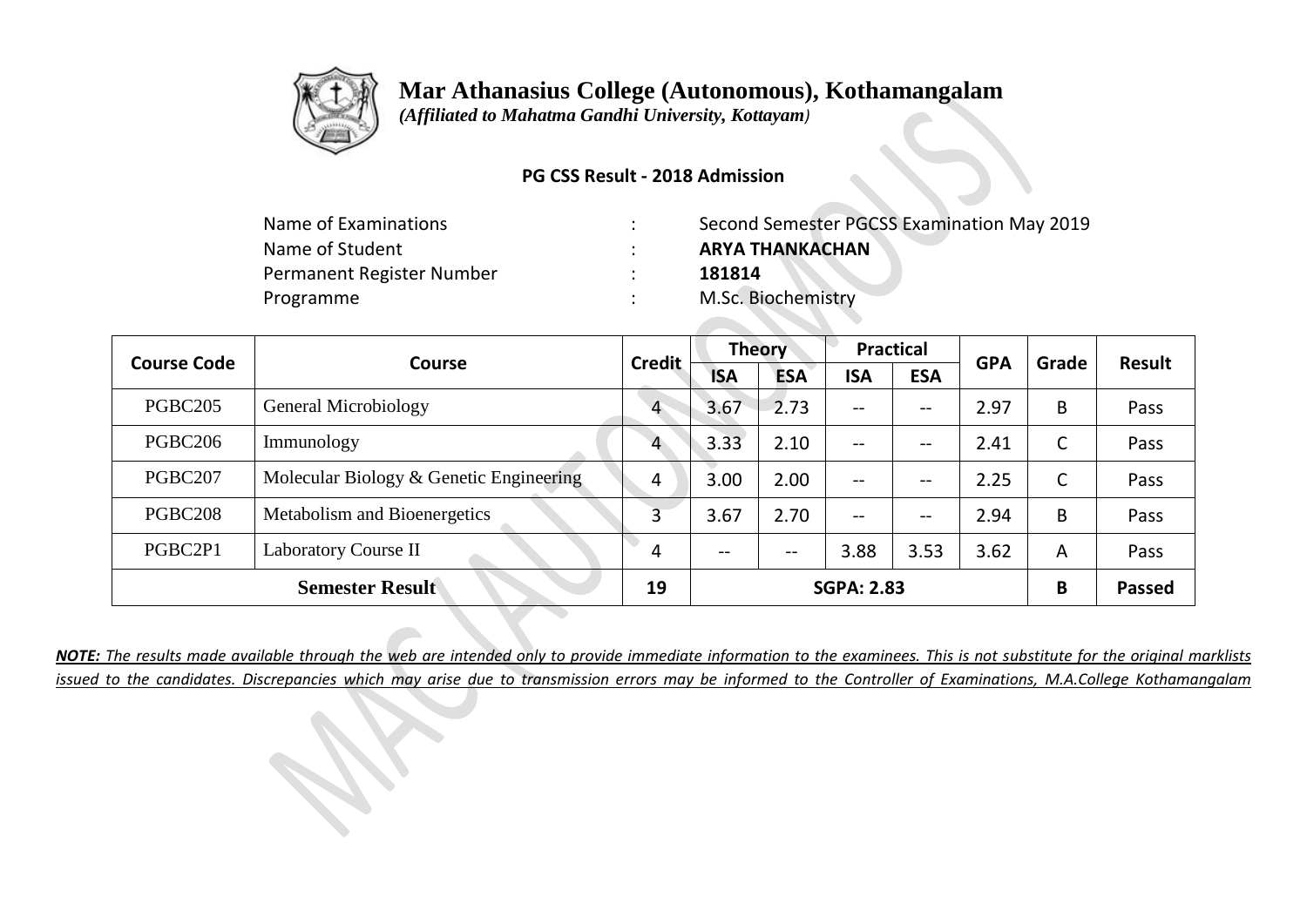# Mar Athanasius College (Autonomous), Kothamangalam

*(Affiliated to Mahatma Gandhi University, Kottayam)*

**PG CSS Result - 2018 Admission**

| | | |
|---|---|---|
| Name of Examinations | : | Second Semester PGCSS Examination May 2019 |
| Name of Student | : | **ARYA THANKACHAN** |
| Permanent Register Number | : | **181814** |
| Programme | : | M.Sc. Biochemistry |

| Course Code | Course | Credit | Theory | | Practical | | GPA | Grade | Result |
|---|---|---|---|---|---|---|---|---|---|
| | | | ISA | ESA | ISA | ESA | | | |
| PGBC205 | General Microbiology | 4 | 3.67 | 2.73 | -- | -- | 2.97 | B | Pass |
| PGBC206 | Immunology | 4 | 3.33 | 2.10 | -- | -- | 2.41 | C | Pass |
| PGBC207 | Molecular Biology & Genetic Engineering | 4 | 3.00 | 2.00 | -- | -- | 2.25 | C | Pass |
| PGBC208 | Metabolism and Bioenergetics | 3 | 3.67 | 2.70 | -- | -- | 2.94 | B | Pass |
| PGBC2P1 | Laboratory Course II | 4 | -- | -- | 3.88 | 3.53 | 3.62 | A | Pass |
| **Semester Result** | | **19** | **SGPA: 2.83** | | | | | **B** | **Passed** |

***NOTE:*** *The results made available through the web are intended only to provide immediate information to the examinees. This is not substitute for the original marklists issued to the candidates. Discrepancies which may arise due to transmission errors may be informed to the Controller of Examinations, M.A.College Kothamangalam*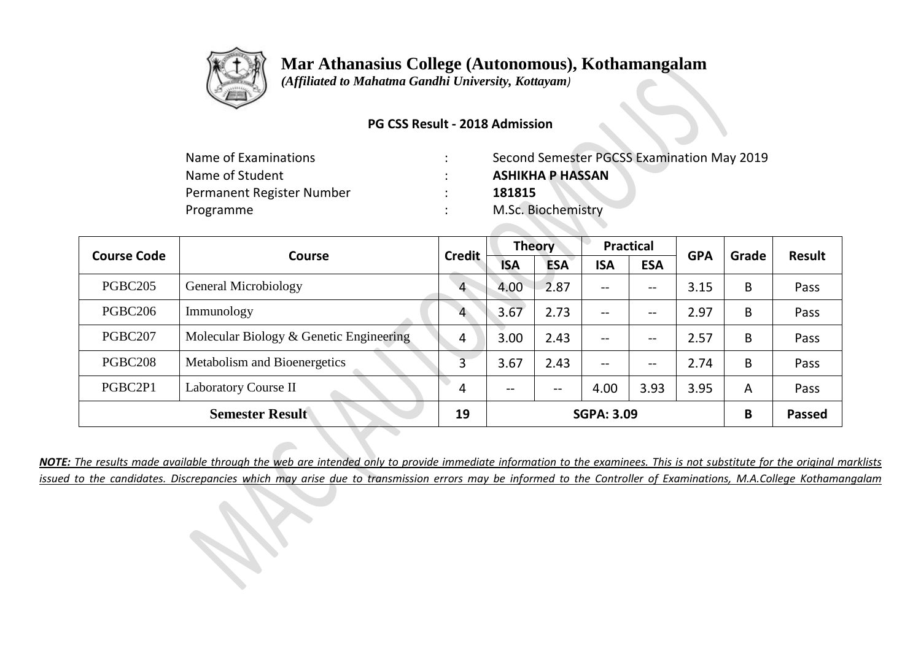# Mar Athanasius College (Autonomous), Kothamangalam

*(Affiliated to Mahatma Gandhi University, Kottayam)*

**PG CSS Result - 2018 Admission**

| | | |
|---|---|---|
| Name of Examinations | : | Second Semester PGCSS Examination May 2019 |
| Name of Student | : | **ASHIKHA P HASSAN** |
| Permanent Register Number | : | **181815** |
| Programme | : | M.Sc. Biochemistry |

| Course Code | Course | Credit | Theory | | Practical | | GPA | Grade | Result |
|---|---|---|---|---|---|---|---|---|---|
| | | | ISA | ESA | ISA | ESA | | | |
| PGBC205 | General Microbiology | 4 | 4.00 | 2.87 | -- | -- | 3.15 | B | Pass |
| PGBC206 | Immunology | 4 | 3.67 | 2.73 | -- | -- | 2.97 | B | Pass |
| PGBC207 | Molecular Biology & Genetic Engineering | 4 | 3.00 | 2.43 | -- | -- | 2.57 | B | Pass |
| PGBC208 | Metabolism and Bioenergetics | 3 | 3.67 | 2.43 | -- | -- | 2.74 | B | Pass |
| PGBC2P1 | Laboratory Course II | 4 | -- | -- | 4.00 | 3.93 | 3.95 | A | Pass |
| **Semester Result** | | **19** | **SGPA: 3.09** | | | | | **B** | **Passed** |

***NOTE:*** *The results made available through the web are intended only to provide immediate information to the examinees. This is not substitute for the original marklists issued to the candidates. Discrepancies which may arise due to transmission errors may be informed to the Controller of Examinations, M.A.College Kothamangalam*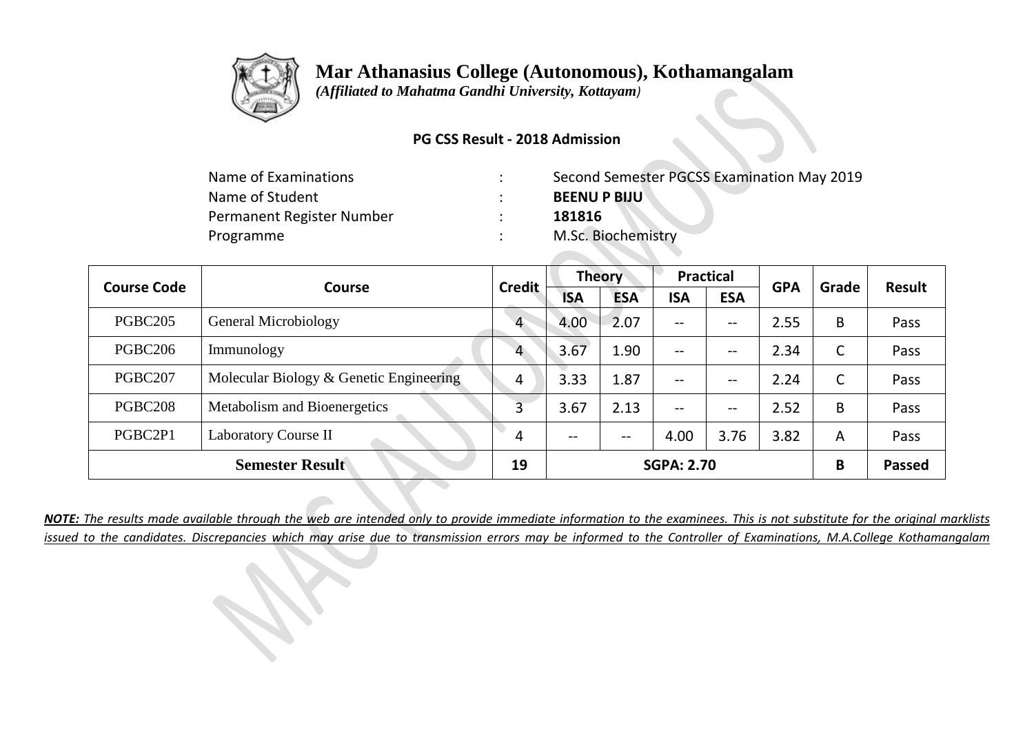# Mar Athanasius College (Autonomous), Kothamangalam

*(Affiliated to Mahatma Gandhi University, Kottayam)*

**PG CSS Result - 2018 Admission**

| | | |
|---|---|---|
| Name of Examinations | : | Second Semester PGCSS Examination May 2019 |
| Name of Student | : | **BEENU P BIJU** |
| Permanent Register Number | : | **181816** |
| Programme | : | M.Sc. Biochemistry |

| Course Code | Course | Credit | Theory | | Practical | | GPA | Grade | Result |
|---|---|---|---|---|---|---|---|---|---|
| | | | ISA | ESA | ISA | ESA | | | |
| PGBC205 | General Microbiology | 4 | 4.00 | 2.07 | -- | -- | 2.55 | B | Pass |
| PGBC206 | Immunology | 4 | 3.67 | 1.90 | -- | -- | 2.34 | C | Pass |
| PGBC207 | Molecular Biology & Genetic Engineering | 4 | 3.33 | 1.87 | -- | -- | 2.24 | C | Pass |
| PGBC208 | Metabolism and Bioenergetics | 3 | 3.67 | 2.13 | -- | -- | 2.52 | B | Pass |
| PGBC2P1 | Laboratory Course II | 4 | -- | -- | 4.00 | 3.76 | 3.82 | A | Pass |
| **Semester Result** | | **19** | **SGPA: 2.70** | | | | | **B** | **Passed** |

***NOTE:*** *The results made available through the web are intended only to provide immediate information to the examinees. This is not substitute for the original marklists issued to the candidates. Discrepancies which may arise due to transmission errors may be informed to the Controller of Examinations, M.A.College Kothamangalam*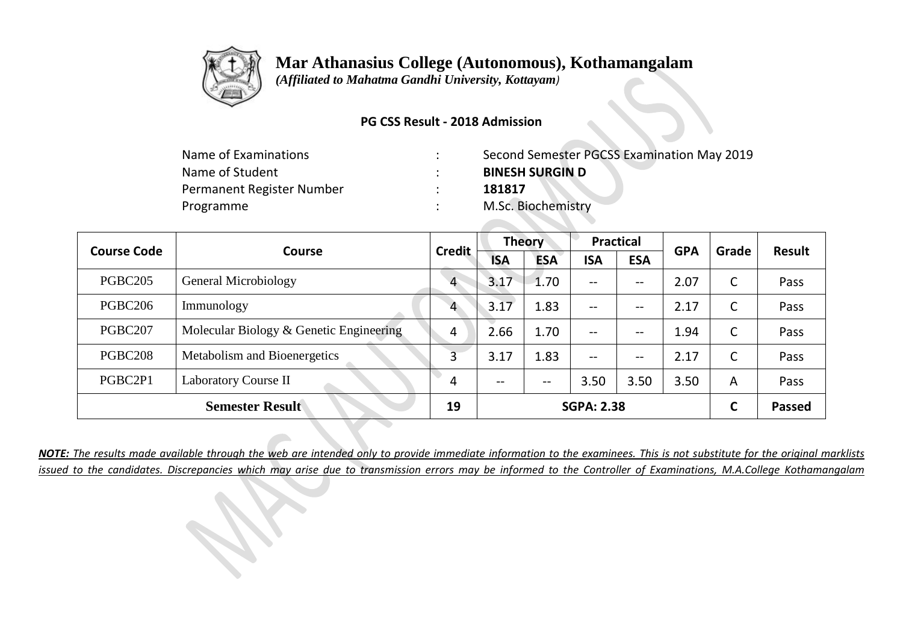# Mar Athanasius College (Autonomous), Kothamangalam

*(Affiliated to Mahatma Gandhi University, Kottayam)*

**PG CSS Result - 2018 Admission**

| | | |
|---|---|---|
| Name of Examinations | : | Second Semester PGCSS Examination May 2019 |
| Name of Student | : | **BINESH SURGIN D** |
| Permanent Register Number | : | **181817** |
| Programme | : | M.Sc. Biochemistry |

| Course Code | Course | Credit | Theory | | Practical | | GPA | Grade | Result |
|---|---|---|---|---|---|---|---|---|---|
| | | | ISA | ESA | ISA | ESA | | | |
| PGBC205 | General Microbiology | 4 | 3.17 | 1.70 | -- | -- | 2.07 | C | Pass |
| PGBC206 | Immunology | 4 | 3.17 | 1.83 | -- | -- | 2.17 | C | Pass |
| PGBC207 | Molecular Biology & Genetic Engineering | 4 | 2.66 | 1.70 | -- | -- | 1.94 | C | Pass |
| PGBC208 | Metabolism and Bioenergetics | 3 | 3.17 | 1.83 | -- | -- | 2.17 | C | Pass |
| PGBC2P1 | Laboratory Course II | 4 | -- | -- | 3.50 | 3.50 | 3.50 | A | Pass |
| **Semester Result** | | **19** | **SGPA: 2.38** | | | | | **C** | **Passed** |

***NOTE:*** *The results made available through the web are intended only to provide immediate information to the examinees. This is not substitute for the original marklists issued to the candidates. Discrepancies which may arise due to transmission errors may be informed to the Controller of Examinations, M.A.College Kothamangalam*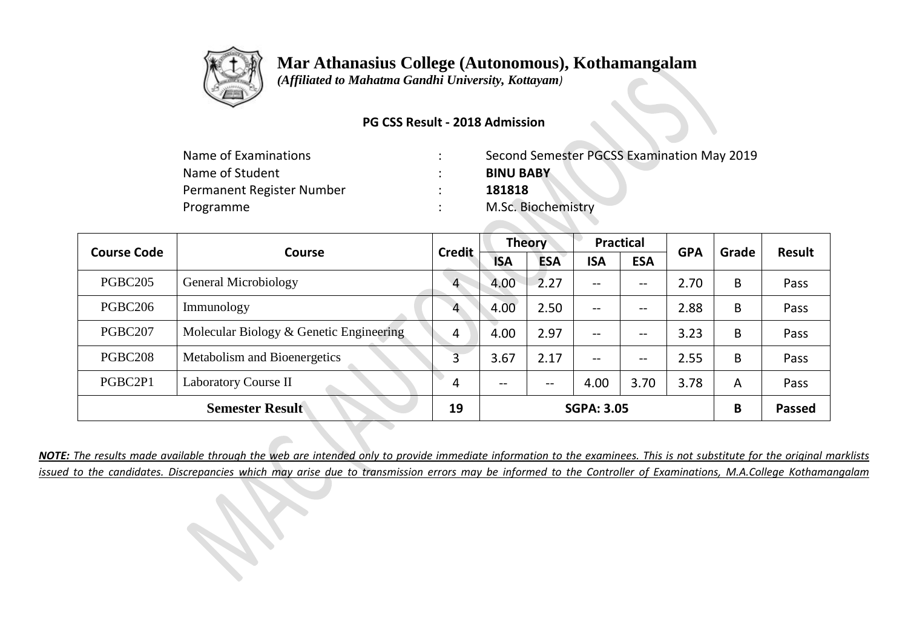# Mar Athanasius College (Autonomous), Kothamangalam

*(Affiliated to Mahatma Gandhi University, Kottayam)*

**PG CSS Result - 2018 Admission**

| | | |
|---|---|---|
| Name of Examinations | : | Second Semester PGCSS Examination May 2019 |
| Name of Student | : | **BINU BABY** |
| Permanent Register Number | : | **181818** |
| Programme | : | M.Sc. Biochemistry |

| Course Code | Course | Credit | Theory | | Practical | | GPA | Grade | Result |
|---|---|---|---|---|---|---|---|---|---|
| | | | ISA | ESA | ISA | ESA | | | |
| PGBC205 | General Microbiology | 4 | 4.00 | 2.27 | -- | -- | 2.70 | B | Pass |
| PGBC206 | Immunology | 4 | 4.00 | 2.50 | -- | -- | 2.88 | B | Pass |
| PGBC207 | Molecular Biology & Genetic Engineering | 4 | 4.00 | 2.97 | -- | -- | 3.23 | B | Pass |
| PGBC208 | Metabolism and Bioenergetics | 3 | 3.67 | 2.17 | -- | -- | 2.55 | B | Pass |
| PGBC2P1 | Laboratory Course II | 4 | -- | -- | 4.00 | 3.70 | 3.78 | A | Pass |
| **Semester Result** | | **19** | **SGPA: 3.05** | | | | | **B** | **Passed** |

***NOTE:*** *The results made available through the web are intended only to provide immediate information to the examinees. This is not substitute for the original marklists issued to the candidates. Discrepancies which may arise due to transmission errors may be informed to the Controller of Examinations, M.A.College Kothamangalam*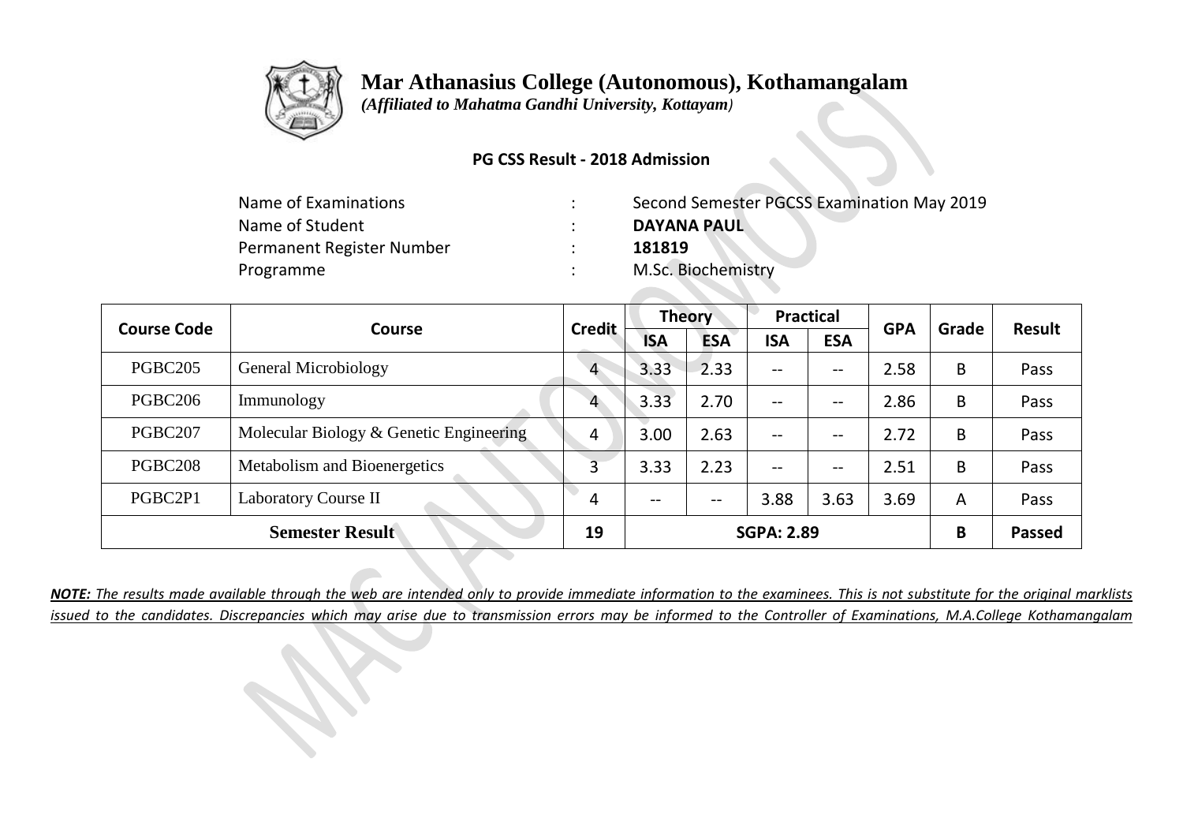# Mar Athanasius College (Autonomous), Kothamangalam

*(Affiliated to Mahatma Gandhi University, Kottayam)*

**PG CSS Result - 2018 Admission**

| | | |
|---|---|---|
| Name of Examinations | : | Second Semester PGCSS Examination May 2019 |
| Name of Student | : | **DAYANA PAUL** |
| Permanent Register Number | : | **181819** |
| Programme | : | M.Sc. Biochemistry |

| Course Code | Course | Credit | Theory | | Practical | | GPA | Grade | Result |
|---|---|---|---|---|---|---|---|---|---|
| | | | ISA | ESA | ISA | ESA | | | |
| PGBC205 | General Microbiology | 4 | 3.33 | 2.33 | -- | -- | 2.58 | B | Pass |
| PGBC206 | Immunology | 4 | 3.33 | 2.70 | -- | -- | 2.86 | B | Pass |
| PGBC207 | Molecular Biology & Genetic Engineering | 4 | 3.00 | 2.63 | -- | -- | 2.72 | B | Pass |
| PGBC208 | Metabolism and Bioenergetics | 3 | 3.33 | 2.23 | -- | -- | 2.51 | B | Pass |
| PGBC2P1 | Laboratory Course II | 4 | -- | -- | 3.88 | 3.63 | 3.69 | A | Pass |
| **Semester Result** | | **19** | **SGPA: 2.89** | | | | | **B** | **Passed** |

***NOTE:*** *The results made available through the web are intended only to provide immediate information to the examinees. This is not substitute for the original marklists issued to the candidates. Discrepancies which may arise due to transmission errors may be informed to the Controller of Examinations, M.A.College Kothamangalam*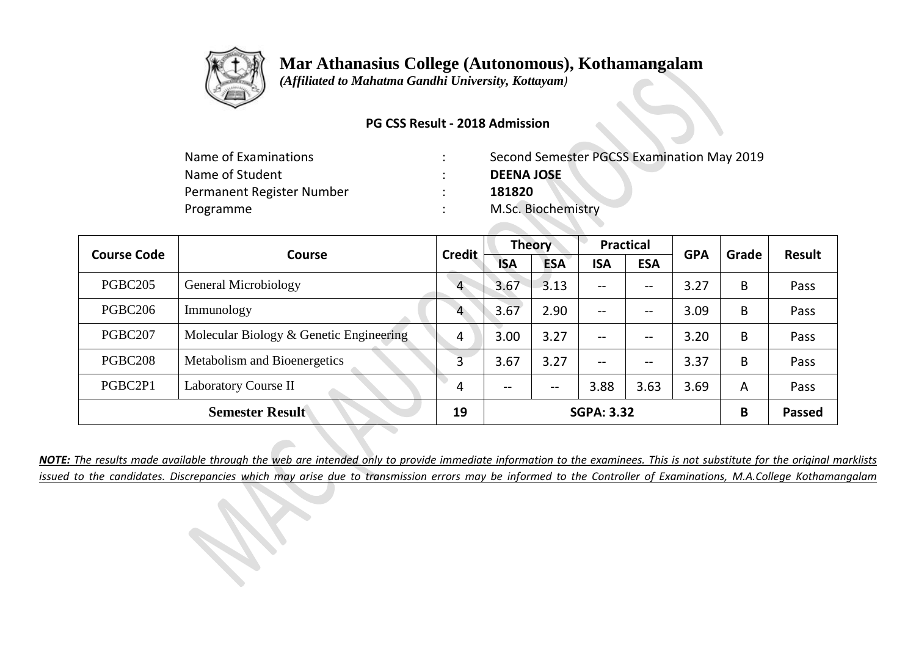# Mar Athanasius College (Autonomous), Kothamangalam

*(Affiliated to Mahatma Gandhi University, Kottayam)*

**PG CSS Result - 2018 Admission**

| | | |
|---|---|---|
| Name of Examinations | : | Second Semester PGCSS Examination May 2019 |
| Name of Student | : | **DEENA JOSE** |
| Permanent Register Number | : | **181820** |
| Programme | : | M.Sc. Biochemistry |

| Course Code | Course | Credit | Theory | | Practical | | GPA | Grade | Result |
|---|---|---|---|---|---|---|---|---|---|
| | | | ISA | ESA | ISA | ESA | | | |
| PGBC205 | General Microbiology | 4 | 3.67 | 3.13 | -- | -- | 3.27 | B | Pass |
| PGBC206 | Immunology | 4 | 3.67 | 2.90 | -- | -- | 3.09 | B | Pass |
| PGBC207 | Molecular Biology & Genetic Engineering | 4 | 3.00 | 3.27 | -- | -- | 3.20 | B | Pass |
| PGBC208 | Metabolism and Bioenergetics | 3 | 3.67 | 3.27 | -- | -- | 3.37 | B | Pass |
| PGBC2P1 | Laboratory Course II | 4 | -- | -- | 3.88 | 3.63 | 3.69 | A | Pass |
| **Semester Result** | | **19** | **SGPA: 3.32** | | | | | **B** | **Passed** |

***NOTE:*** *The results made available through the web are intended only to provide immediate information to the examinees. This is not substitute for the original marklists issued to the candidates. Discrepancies which may arise due to transmission errors may be informed to the Controller of Examinations, M.A.College Kothamangalam*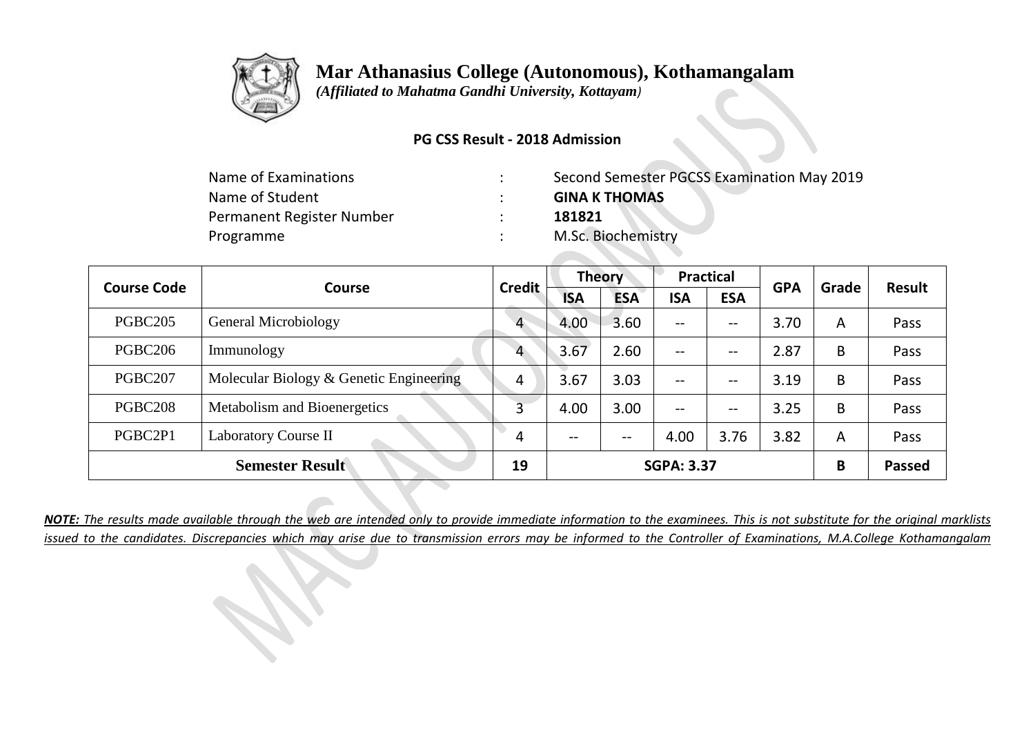# Mar Athanasius College (Autonomous), Kothamangalam

*(Affiliated to Mahatma Gandhi University, Kottayam)*

**PG CSS Result - 2018 Admission**

| | | |
|---|---|---|
| Name of Examinations | : | Second Semester PGCSS Examination May 2019 |
| Name of Student | : | **GINA K THOMAS** |
| Permanent Register Number | : | **181821** |
| Programme | : | M.Sc. Biochemistry |

| Course Code | Course | Credit | Theory | | Practical | | GPA | Grade | Result |
|---|---|---|---|---|---|---|---|---|---|
| | | | ISA | ESA | ISA | ESA | | | |
| PGBC205 | General Microbiology | 4 | 4.00 | 3.60 | -- | -- | 3.70 | A | Pass |
| PGBC206 | Immunology | 4 | 3.67 | 2.60 | -- | -- | 2.87 | B | Pass |
| PGBC207 | Molecular Biology & Genetic Engineering | 4 | 3.67 | 3.03 | -- | -- | 3.19 | B | Pass |
| PGBC208 | Metabolism and Bioenergetics | 3 | 4.00 | 3.00 | -- | -- | 3.25 | B | Pass |
| PGBC2P1 | Laboratory Course II | 4 | -- | -- | 4.00 | 3.76 | 3.82 | A | Pass |
| **Semester Result** | | **19** | **SGPA: 3.37** | | | | | **B** | **Passed** |

***NOTE:*** *The results made available through the web are intended only to provide immediate information to the examinees. This is not substitute for the original marklists issued to the candidates. Discrepancies which may arise due to transmission errors may be informed to the Controller of Examinations, M.A.College Kothamangalam*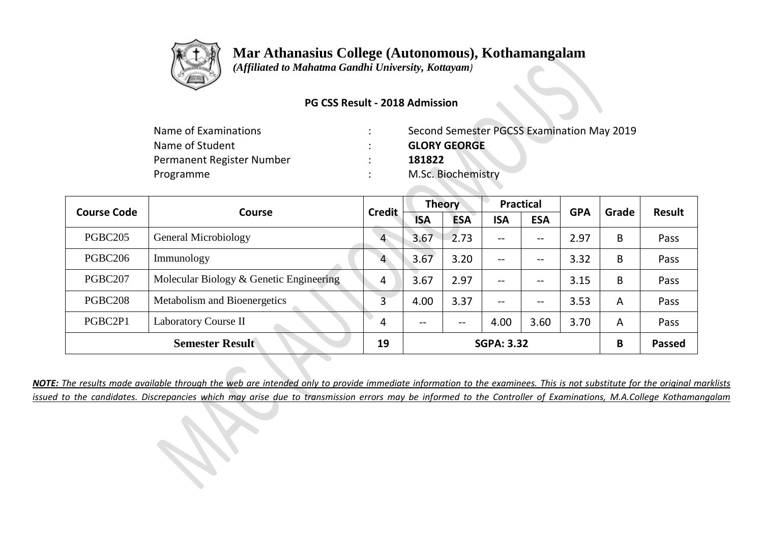# Mar Athanasius College (Autonomous), Kothamangalam

*(Affiliated to Mahatma Gandhi University, Kottayam)*

**PG CSS Result - 2018 Admission**

| | | |
|---|---|---|
| Name of Examinations | : | Second Semester PGCSS Examination May 2019 |
| Name of Student | : | **GLORY GEORGE** |
| Permanent Register Number | : | **181822** |
| Programme | : | M.Sc. Biochemistry |

| Course Code | Course | Credit | Theory | | Practical | | GPA | Grade | Result |
|---|---|---|---|---|---|---|---|---|---|
| | | | ISA | ESA | ISA | ESA | | | |
| PGBC205 | General Microbiology | 4 | 3.67 | 2.73 | -- | -- | 2.97 | B | Pass |
| PGBC206 | Immunology | 4 | 3.67 | 3.20 | -- | -- | 3.32 | B | Pass |
| PGBC207 | Molecular Biology & Genetic Engineering | 4 | 3.67 | 2.97 | -- | -- | 3.15 | B | Pass |
| PGBC208 | Metabolism and Bioenergetics | 3 | 4.00 | 3.37 | -- | -- | 3.53 | A | Pass |
| PGBC2P1 | Laboratory Course II | 4 | -- | -- | 4.00 | 3.60 | 3.70 | A | Pass |
| **Semester Result** | | **19** | **SGPA: 3.32** | | | | | **B** | **Passed** |

***NOTE:*** *The results made available through the web are intended only to provide immediate information to the examinees. This is not substitute for the original marklists issued to the candidates. Discrepancies which may arise due to transmission errors may be informed to the Controller of Examinations, M.A.College Kothamangalam*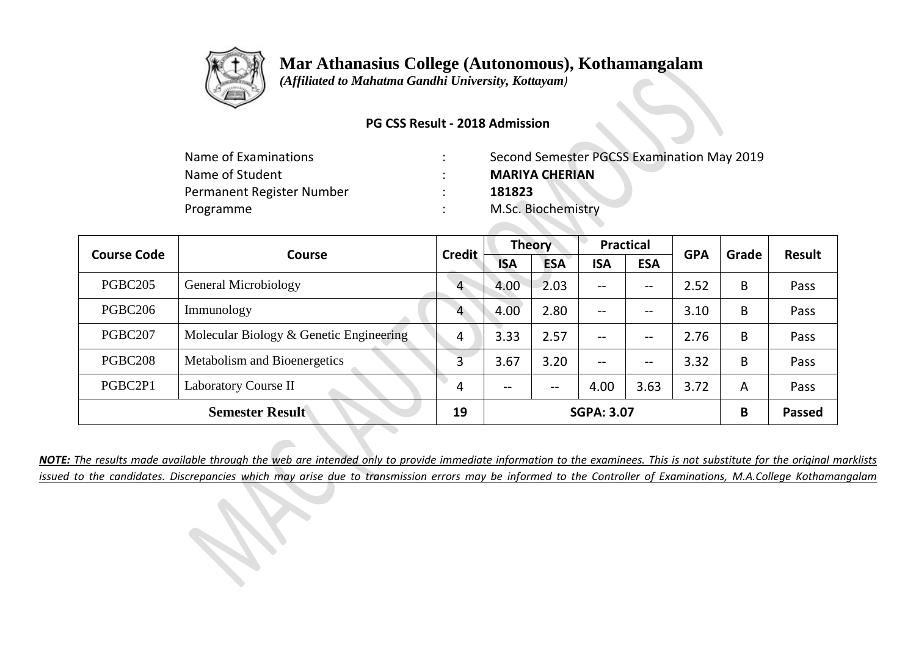# Mar Athanasius College (Autonomous), Kothamangalam

*(Affiliated to Mahatma Gandhi University, Kottayam)*

**PG CSS Result - 2018 Admission**

| | | |
|---|---|---|
| Name of Examinations | : | Second Semester PGCSS Examination May 2019 |
| Name of Student | : | **MARIYA CHERIAN** |
| Permanent Register Number | : | **181823** |
| Programme | : | M.Sc. Biochemistry |

| Course Code | Course | Credit | Theory | | Practical | | GPA | Grade | Result |
|---|---|---|---|---|---|---|---|---|---|
| | | | ISA | ESA | ISA | ESA | | | |
| PGBC205 | General Microbiology | 4 | 4.00 | 2.03 | -- | -- | 2.52 | B | Pass |
| PGBC206 | Immunology | 4 | 4.00 | 2.80 | -- | -- | 3.10 | B | Pass |
| PGBC207 | Molecular Biology & Genetic Engineering | 4 | 3.33 | 2.57 | -- | -- | 2.76 | B | Pass |
| PGBC208 | Metabolism and Bioenergetics | 3 | 3.67 | 3.20 | -- | -- | 3.32 | B | Pass |
| PGBC2P1 | Laboratory Course II | 4 | -- | -- | 4.00 | 3.63 | 3.72 | A | Pass |
| **Semester Result** | | **19** | **SGPA: 3.07** | | | | | **B** | **Passed** |

***NOTE:** The results made available through the web are intended only to provide immediate information to the examinees. This is not substitute for the original marklists issued to the candidates. Discrepancies which may arise due to transmission errors may be informed to the Controller of Examinations, M.A.College Kothamangalam*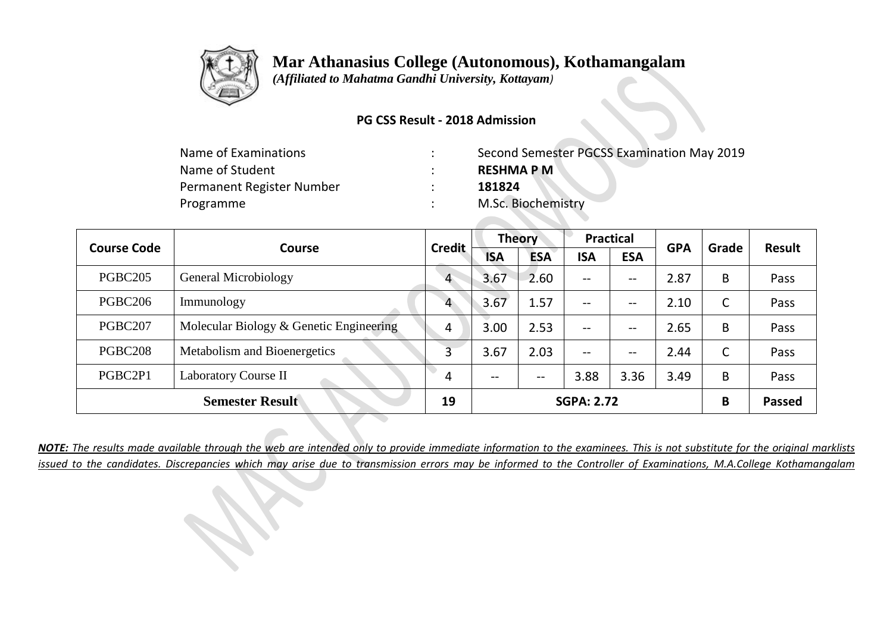# Mar Athanasius College (Autonomous), Kothamangalam

*(Affiliated to Mahatma Gandhi University, Kottayam)*

**PG CSS Result - 2018 Admission**

| | | |
|---|---|---|
| Name of Examinations | : | Second Semester PGCSS Examination May 2019 |
| Name of Student | : | **RESHMA P M** |
| Permanent Register Number | : | **181824** |
| Programme | : | M.Sc. Biochemistry |

| Course Code | Course | Credit | Theory | | Practical | | GPA | Grade | Result |
|---|---|---|---|---|---|---|---|---|---|
| | | | ISA | ESA | ISA | ESA | | | |
| PGBC205 | General Microbiology | 4 | 3.67 | 2.60 | -- | -- | 2.87 | B | Pass |
| PGBC206 | Immunology | 4 | 3.67 | 1.57 | -- | -- | 2.10 | C | Pass |
| PGBC207 | Molecular Biology & Genetic Engineering | 4 | 3.00 | 2.53 | -- | -- | 2.65 | B | Pass |
| PGBC208 | Metabolism and Bioenergetics | 3 | 3.67 | 2.03 | -- | -- | 2.44 | C | Pass |
| PGBC2P1 | Laboratory Course II | 4 | -- | -- | 3.88 | 3.36 | 3.49 | B | Pass |
| **Semester Result** | | **19** | **SGPA: 2.72** | | | | | **B** | **Passed** |

***NOTE:*** *The results made available through the web are intended only to provide immediate information to the examinees. This is not substitute for the original marklists issued to the candidates. Discrepancies which may arise due to transmission errors may be informed to the Controller of Examinations, M.A.College Kothamangalam*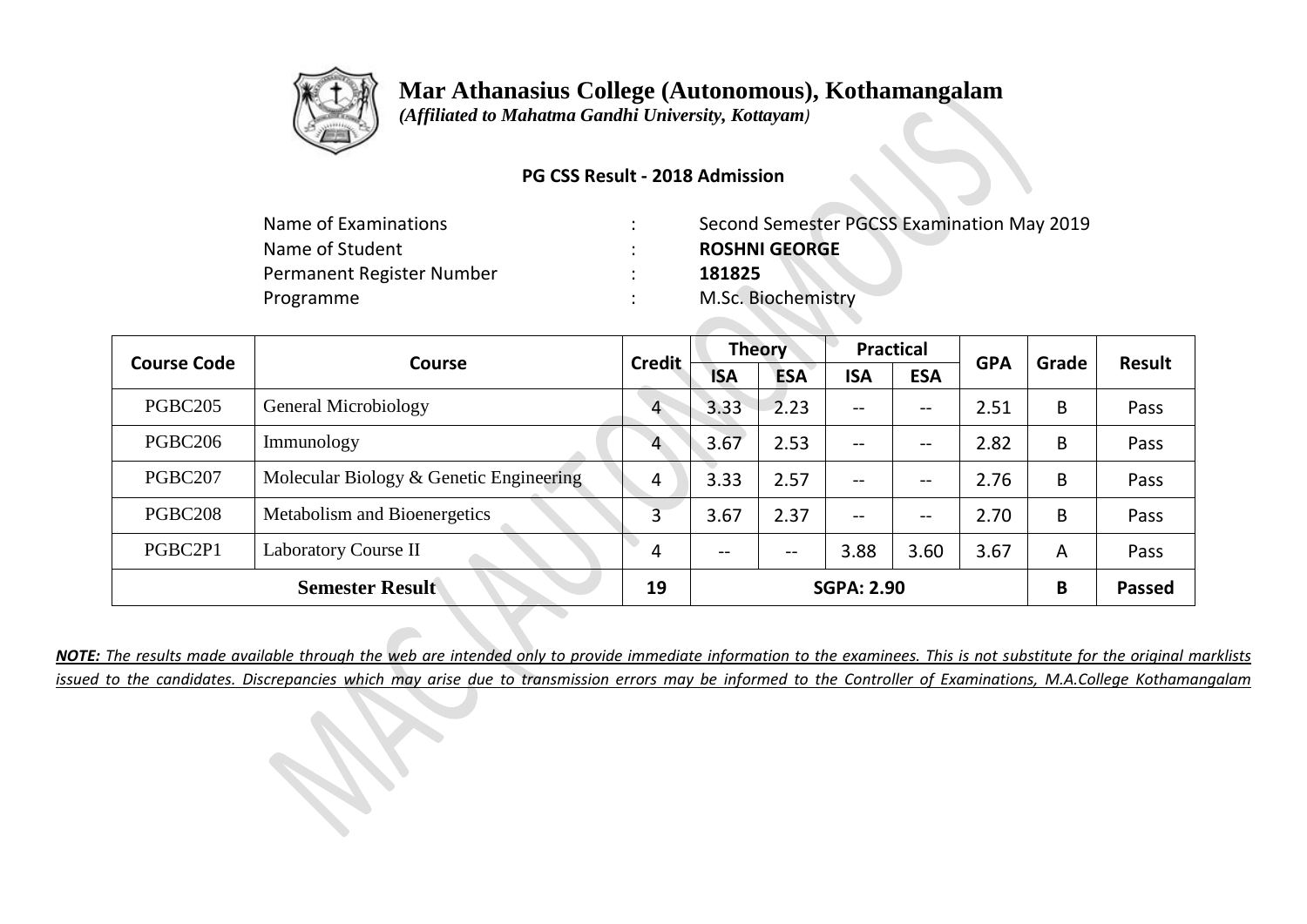# Mar Athanasius College (Autonomous), Kothamangalam

*(Affiliated to Mahatma Gandhi University, Kottayam)*

**PG CSS Result - 2018 Admission**

| | | |
|---|---|---|
| Name of Examinations | : | Second Semester PGCSS Examination May 2019 |
| Name of Student | : | **ROSHNI GEORGE** |
| Permanent Register Number | : | **181825** |
| Programme | : | M.Sc. Biochemistry |

| Course Code | Course | Credit | Theory | | Practical | | GPA | Grade | Result |
|---|---|---|---|---|---|---|---|---|---|
| | | | ISA | ESA | ISA | ESA | | | |
| PGBC205 | General Microbiology | 4 | 3.33 | 2.23 | -- | -- | 2.51 | B | Pass |
| PGBC206 | Immunology | 4 | 3.67 | 2.53 | -- | -- | 2.82 | B | Pass |
| PGBC207 | Molecular Biology & Genetic Engineering | 4 | 3.33 | 2.57 | -- | -- | 2.76 | B | Pass |
| PGBC208 | Metabolism and Bioenergetics | 3 | 3.67 | 2.37 | -- | -- | 2.70 | B | Pass |
| PGBC2P1 | Laboratory Course II | 4 | -- | -- | 3.88 | 3.60 | 3.67 | A | Pass |
| **Semester Result** | | **19** | **SGPA: 2.90** | | | | | **B** | **Passed** |

***NOTE:*** *The results made available through the web are intended only to provide immediate information to the examinees. This is not substitute for the original marklists issued to the candidates. Discrepancies which may arise due to transmission errors may be informed to the Controller of Examinations, M.A.College Kothamangalam*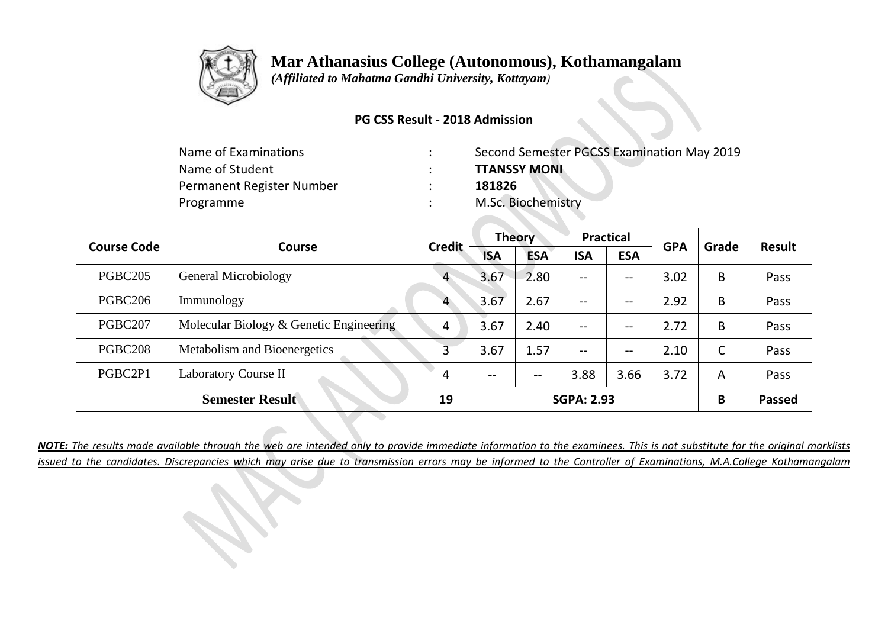# Mar Athanasius College (Autonomous), Kothamangalam

*(Affiliated to Mahatma Gandhi University, Kottayam)*

**PG CSS Result - 2018 Admission**

| | | |
|---|---|---|
| Name of Examinations | : | Second Semester PGCSS Examination May 2019 |
| Name of Student | : | **TTANSSY MONI** |
| Permanent Register Number | : | **181826** |
| Programme | : | M.Sc. Biochemistry |

| Course Code | Course | Credit | Theory | | Practical | | GPA | Grade | Result |
|---|---|---|---|---|---|---|---|---|---|
| | | | ISA | ESA | ISA | ESA | | | |
| PGBC205 | General Microbiology | 4 | 3.67 | 2.80 | -- | -- | 3.02 | B | Pass |
| PGBC206 | Immunology | 4 | 3.67 | 2.67 | -- | -- | 2.92 | B | Pass |
| PGBC207 | Molecular Biology & Genetic Engineering | 4 | 3.67 | 2.40 | -- | -- | 2.72 | B | Pass |
| PGBC208 | Metabolism and Bioenergetics | 3 | 3.67 | 1.57 | -- | -- | 2.10 | C | Pass |
| PGBC2P1 | Laboratory Course II | 4 | -- | -- | 3.88 | 3.66 | 3.72 | A | Pass |
| **Semester Result** | | **19** | **SGPA: 2.93** | | | | | **B** | **Passed** |

***NOTE:** The results made available through the web are intended only to provide immediate information to the examinees. This is not substitute for the original marklists issued to the candidates. Discrepancies which may arise due to transmission errors may be informed to the Controller of Examinations, M.A.College Kothamangalam*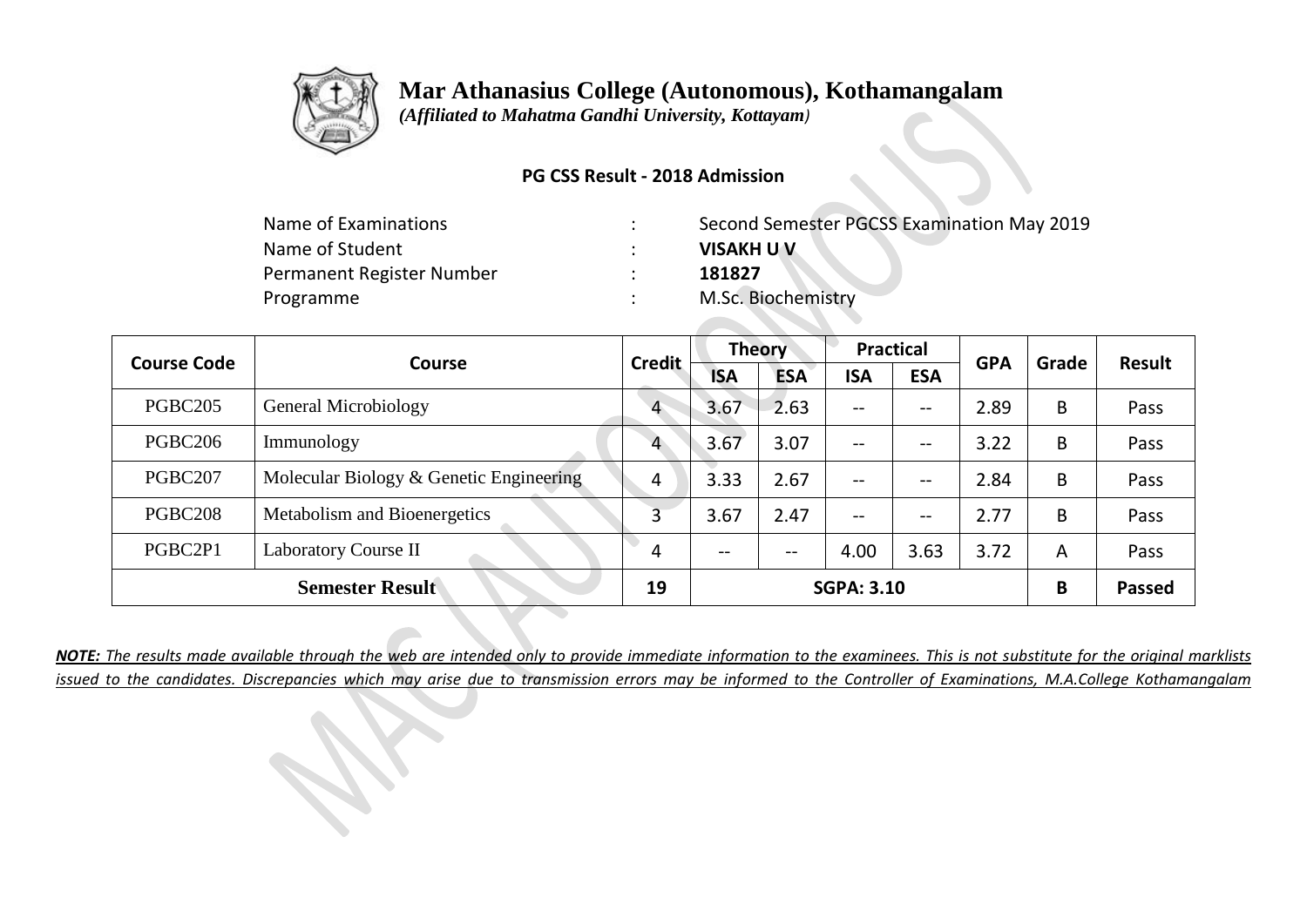# Mar Athanasius College (Autonomous), Kothamangalam

*(Affiliated to Mahatma Gandhi University, Kottayam)*

**PG CSS Result - 2018 Admission**

| | | |
|---|---|---|
| Name of Examinations | : | Second Semester PGCSS Examination May 2019 |
| Name of Student | : | **VISAKH U V** |
| Permanent Register Number | : | **181827** |
| Programme | : | M.Sc. Biochemistry |

| Course Code | Course | Credit | Theory | | Practical | | GPA | Grade | Result |
|---|---|---|---|---|---|---|---|---|---|
| | | | ISA | ESA | ISA | ESA | | | |
| PGBC205 | General Microbiology | 4 | 3.67 | 2.63 | -- | -- | 2.89 | B | Pass |
| PGBC206 | Immunology | 4 | 3.67 | 3.07 | -- | -- | 3.22 | B | Pass |
| PGBC207 | Molecular Biology & Genetic Engineering | 4 | 3.33 | 2.67 | -- | -- | 2.84 | B | Pass |
| PGBC208 | Metabolism and Bioenergetics | 3 | 3.67 | 2.47 | -- | -- | 2.77 | B | Pass |
| PGBC2P1 | Laboratory Course II | 4 | -- | -- | 4.00 | 3.63 | 3.72 | A | Pass |
| **Semester Result** | | **19** | **SGPA: 3.10** | | | | | **B** | **Passed** |

***NOTE:*** *The results made available through the web are intended only to provide immediate information to the examinees. This is not substitute for the original marklists issued to the candidates. Discrepancies which may arise due to transmission errors may be informed to the Controller of Examinations, M.A.College Kothamangalam*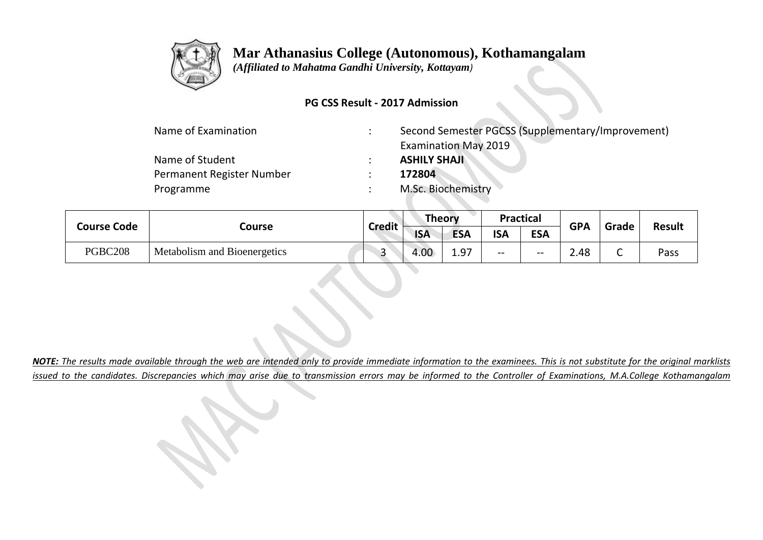# Mar Athanasius College (Autonomous), Kothamangalam

*(Affiliated to Mahatma Gandhi University, Kottayam)*

**PG CSS Result - 2017 Admission**

| | | |
|---|---|---|
| Name of Examination | : | Second Semester PGCSS (Supplementary/Improvement) Examination May 2019 |
| Name of Student | : | **ASHILY SHAJI** |
| Permanent Register Number | : | **172804** |
| Programme | : | M.Sc. Biochemistry |

| Course Code | Course | Credit | Theory | | Practical | | GPA | Grade | Result |
|---|---|---|---|---|---|---|---|---|---|
| | | | ISA | ESA | ISA | ESA | | | |
| PGBC208 | Metabolism and Bioenergetics | 3 | 4.00 | 1.97 | -- | -- | 2.48 | C | Pass |

***NOTE:*** *The results made available through the web are intended only to provide immediate information to the examinees. This is not substitute for the original marklists issued to the candidates. Discrepancies which may arise due to transmission errors may be informed to the Controller of Examinations, M.A.College Kothamangalam*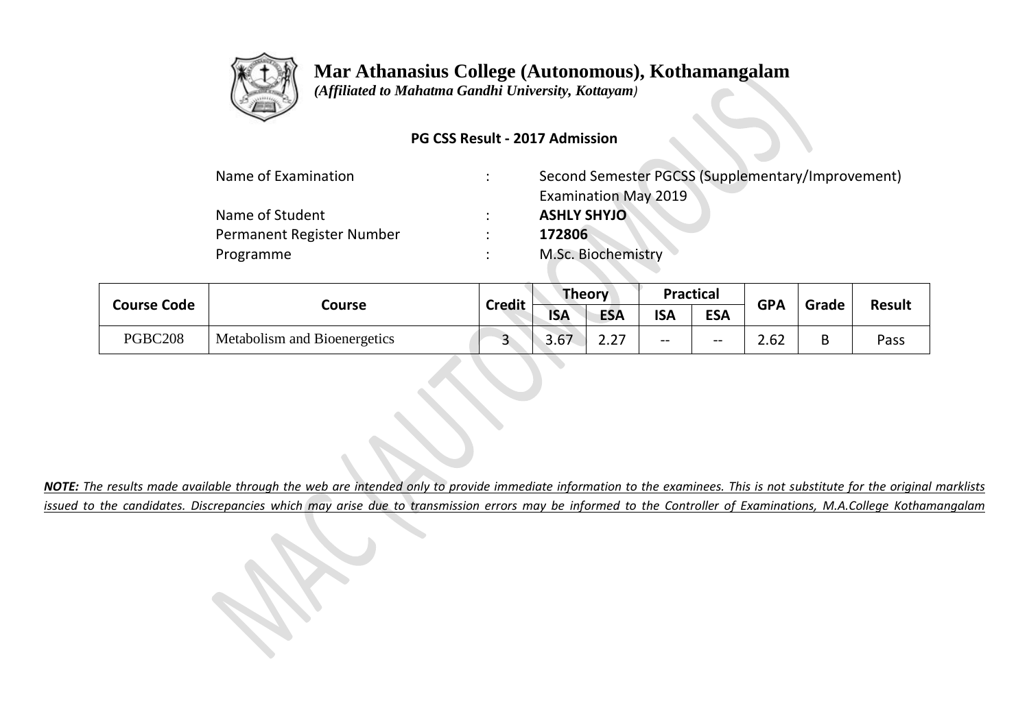# Mar Athanasius College (Autonomous), Kothamangalam

*(Affiliated to Mahatma Gandhi University, Kottayam)*

**PG CSS Result - 2017 Admission**

| | | |
|---|---|---|
| Name of Examination | : | Second Semester PGCSS (Supplementary/Improvement) Examination May 2019 |
| Name of Student | : | **ASHLY SHYJO** |
| Permanent Register Number | : | **172806** |
| Programme | : | M.Sc. Biochemistry |

| Course Code | Course | Credit | Theory | | Practical | | GPA | Grade | Result |
|---|---|---|---|---|---|---|---|---|---|
| | | | ISA | ESA | ISA | ESA | | | |
| PGBC208 | Metabolism and Bioenergetics | 3 | 3.67 | 2.27 | -- | -- | 2.62 | B | Pass |

***NOTE:*** *The results made available through the web are intended only to provide immediate information to the examinees. This is not substitute for the original marklists issued to the candidates. Discrepancies which may arise due to transmission errors may be informed to the Controller of Examinations, M.A.College Kothamangalam*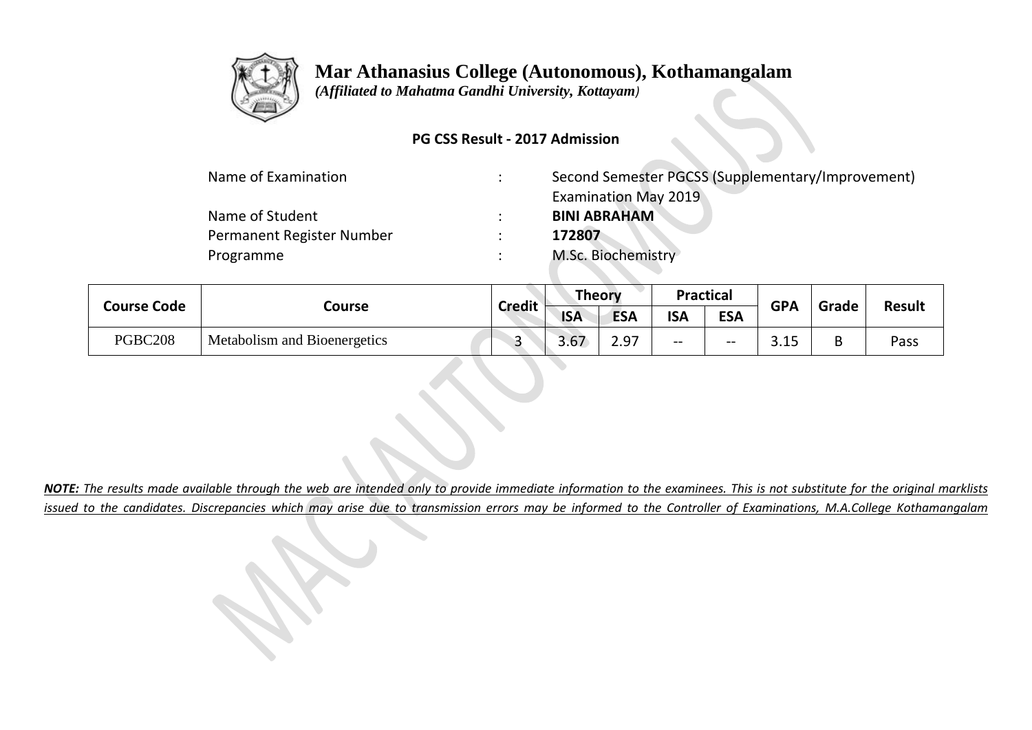# Mar Athanasius College (Autonomous), Kothamangalam

*(Affiliated to Mahatma Gandhi University, Kottayam)*

**PG CSS Result - 2017 Admission**

| | | |
|---|---|---|
| Name of Examination | : | Second Semester PGCSS (Supplementary/Improvement) Examination May 2019 |
| Name of Student | : | **BINI ABRAHAM** |
| Permanent Register Number | : | **172807** |
| Programme | : | M.Sc. Biochemistry |

| Course Code | Course | Credit | Theory | | Practical | | GPA | Grade | Result |
|---|---|---|---|---|---|---|---|---|---|
| | | | ISA | ESA | ISA | ESA | | | |
| PGBC208 | Metabolism and Bioenergetics | 3 | 3.67 | 2.97 | -- | -- | 3.15 | B | Pass |

***NOTE:*** *The results made available through the web are intended only to provide immediate information to the examinees. This is not substitute for the original marklists issued to the candidates. Discrepancies which may arise due to transmission errors may be informed to the Controller of Examinations, M.A.College Kothamangalam*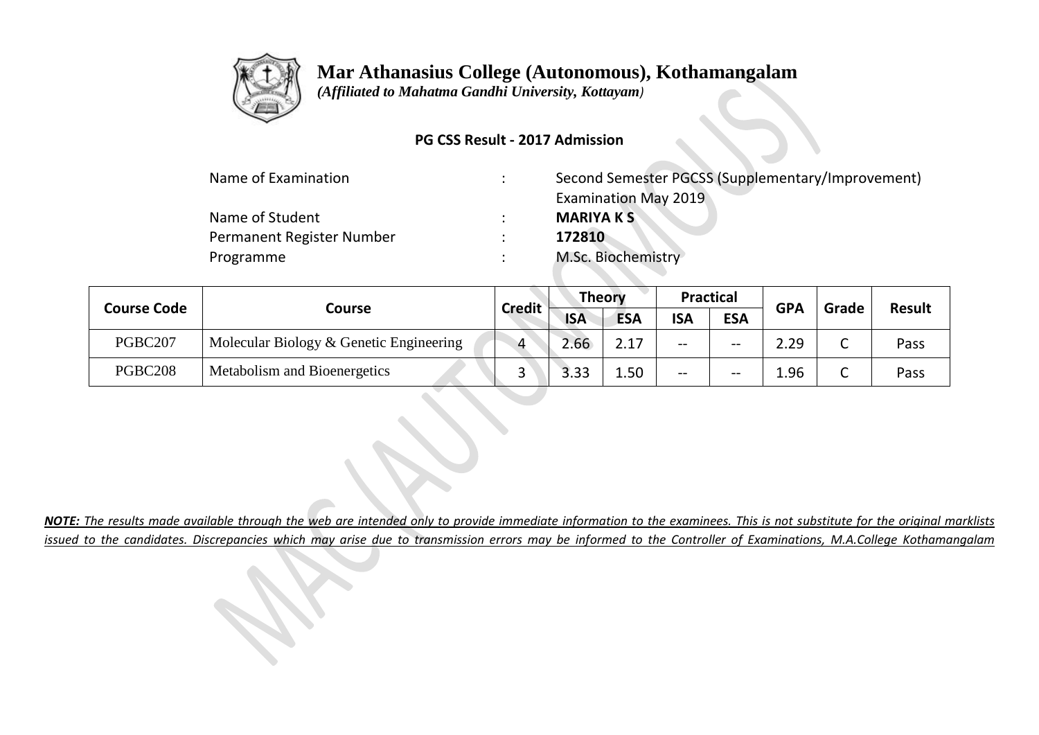# Mar Athanasius College (Autonomous), Kothamangalam

*(Affiliated to Mahatma Gandhi University, Kottayam)*

**PG CSS Result - 2017 Admission**

| | | |
|---|---|---|
| Name of Examination | : | Second Semester PGCSS (Supplementary/Improvement) Examination May 2019 |
| Name of Student | : | **MARIYA K S** |
| Permanent Register Number | : | **172810** |
| Programme | : | M.Sc. Biochemistry |

| Course Code | Course | Credit | Theory | | Practical | | GPA | Grade | Result |
|---|---|---|---|---|---|---|---|---|---|
| | | | ISA | ESA | ISA | ESA | | | |
| PGBC207 | Molecular Biology & Genetic Engineering | 4 | 2.66 | 2.17 | -- | -- | 2.29 | C | Pass |
| PGBC208 | Metabolism and Bioenergetics | 3 | 3.33 | 1.50 | -- | -- | 1.96 | C | Pass |

***NOTE:** The results made available through the web are intended only to provide immediate information to the examinees. This is not substitute for the original marklists issued to the candidates. Discrepancies which may arise due to transmission errors may be informed to the Controller of Examinations, M.A.College Kothamangalam*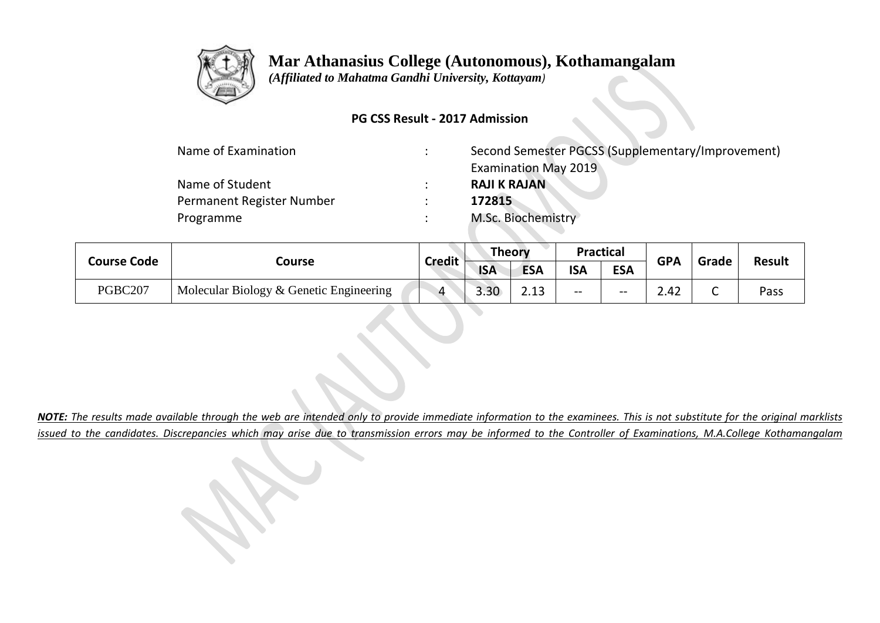# Mar Athanasius College (Autonomous), Kothamangalam

*(Affiliated to Mahatma Gandhi University, Kottayam)*

**PG CSS Result - 2017 Admission**

| | | |
|---|---|---|
| Name of Examination | : | Second Semester PGCSS (Supplementary/Improvement) Examination May 2019 |
| Name of Student | : | **RAJI K RAJAN** |
| Permanent Register Number | : | **172815** |
| Programme | : | M.Sc. Biochemistry |

| Course Code | Course | Credit | Theory | | Practical | | GPA | Grade | Result |
|---|---|---|---|---|---|---|---|---|---|
| | | | ISA | ESA | ISA | ESA | | | |
| PGBC207 | Molecular Biology & Genetic Engineering | 4 | 3.30 | 2.13 | -- | -- | 2.42 | C | Pass |

***NOTE:** The results made available through the web are intended only to provide immediate information to the examinees. This is not substitute for the original marklists issued to the candidates. Discrepancies which may arise due to transmission errors may be informed to the Controller of Examinations, M.A.College Kothamangalam*